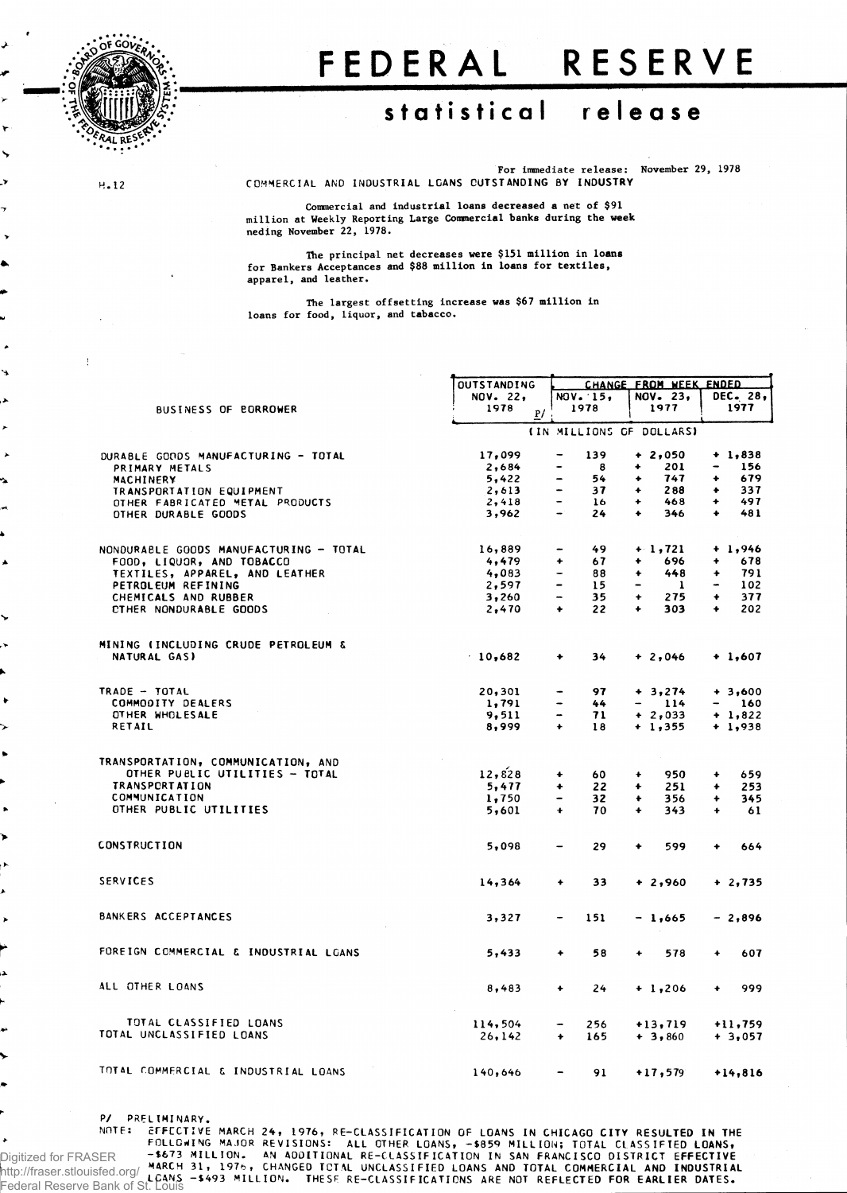# FEDERAL RESERVE

## statistical release

For immediate release: November 29, 1978

H.12

COMMERCIAL AND INDUSTRIAL LOANS OUTSTANDING BY INDUSTRY

Commercial and industrial loans decreased a net of $91 million at Weekly Reporting Large Commercial banks during the week neding November 22, 1978.

The principal net decreases were $151 million in loans for Bankers Acceptances and $88 million in loans for textiles, apparel, and leather.

The largest offsetting increase was $67 million in loans for food, liquor, and tobacco.

| BUSINESS OF BORROWER | OUTSTANDING NOV. 22, 1978 P/ | CHANGE FROM WEEK ENDED | | |
|---|---|---|---|---|
| | | NOV. 15, 1978 | NOV. 23, 1977 | DEC. 28, 1977 |
| | (IN MILLIONS OF DOLLARS) | | | |
| DURABLE GOODS MANUFACTURING - TOTAL | 17,099 | - 139 | + 2,050 | + 1,838 |
| PRIMARY METALS | 2,684 | - 8 | + 201 | - 156 |
| MACHINERY | 5,422 | - 54 | + 747 | + 679 |
| TRANSPORTATION EQUIPMENT | 2,613 | - 37 | + 288 | + 337 |
| OTHER FABRICATED METAL PRODUCTS | 2,418 | - 16 | + 468 | + 497 |
| OTHER DURABLE GOODS | 3,962 | - 24 | + 346 | + 481 |
| NONDURABLE GOODS MANUFACTURING - TOTAL | 16,889 | - 49 | + 1,721 | + 1,946 |
| FOOD, LIQUOR, AND TOBACCO | 4,479 | + 67 | + 696 | + 678 |
| TEXTILES, APPAREL, AND LEATHER | 4,083 | - 88 | + 448 | + 791 |
| PETROLEUM REFINING | 2,597 | - 15 | - 1 | - 102 |
| CHEMICALS AND RUBBER | 3,260 | - 35 | + 275 | + 377 |
| OTHER NONDURABLE GOODS | 2,470 | + 22 | + 303 | + 202 |
| MINING (INCLUDING CRUDE PETROLEUM & NATURAL GAS) | 10,682 | + 34 | + 2,046 | + 1,607 |
| TRADE - TOTAL | 20,301 | - 97 | + 3,274 | + 3,600 |
| COMMODITY DEALERS | 1,791 | - 44 | - 114 | - 160 |
| OTHER WHOLESALE | 9,511 | - 71 | + 2,033 | + 1,822 |
| RETAIL | 8,999 | + 18 | + 1,355 | + 1,938 |
| TRANSPORTATION, COMMUNICATION, AND OTHER PUBLIC UTILITIES - TOTAL | 12,828 | + 60 | + 950 | + 659 |
| TRANSPORTATION | 5,477 | + 22 | + 251 | + 253 |
| COMMUNICATION | 1,750 | - 32 | + 356 | + 345 |
| OTHER PUBLIC UTILITIES | 5,601 | + 70 | + 343 | + 61 |
| CONSTRUCTION | 5,098 | - 29 | + 599 | + 664 |
| SERVICES | 14,364 | + 33 | + 2,960 | + 2,735 |
| BANKERS ACCEPTANCES | 3,327 | - 151 | - 1,665 | - 2,896 |
| FOREIGN COMMERCIAL & INDUSTRIAL LOANS | 5,433 | + 58 | + 578 | + 607 |
| ALL OTHER LOANS | 8,483 | + 24 | + 1,206 | + 999 |
| TOTAL CLASSIFIED LOANS | 114,504 | - 256 | +13,719 | +11,759 |
| TOTAL UNCLASSIFIED LOANS | 26,142 | + 165 | + 3,860 | + 3,057 |
| TOTAL COMMERCIAL & INDUSTRIAL LOANS | 140,646 | - 91 | +17,579 | +14,816 |

P/ PRELIMINARY.

NOTE: EFFECTIVE MARCH 24, 1976, RE-CLASSIFICATION OF LOANS IN CHICAGO CITY RESULTED IN THE FOLLOWING MAJOR REVISIONS: ALL OTHER LOANS, -$859 MILLION; TOTAL CLASSIFIED LOANS, -$673 MILLION. AN ADDITIONAL RE-CLASSIFICATION IN SAN FRANCISCO DISTRICT EFFECTIVE MARCH 31, 1976, CHANGED TOTAL UNCLASSIFIED LOANS AND TOTAL COMMERCIAL AND INDUSTRIAL LOANS -$493 MILLION. THESE RE-CLASSIFICATIONS ARE NOT REFLECTED FOR EARLIER DATES.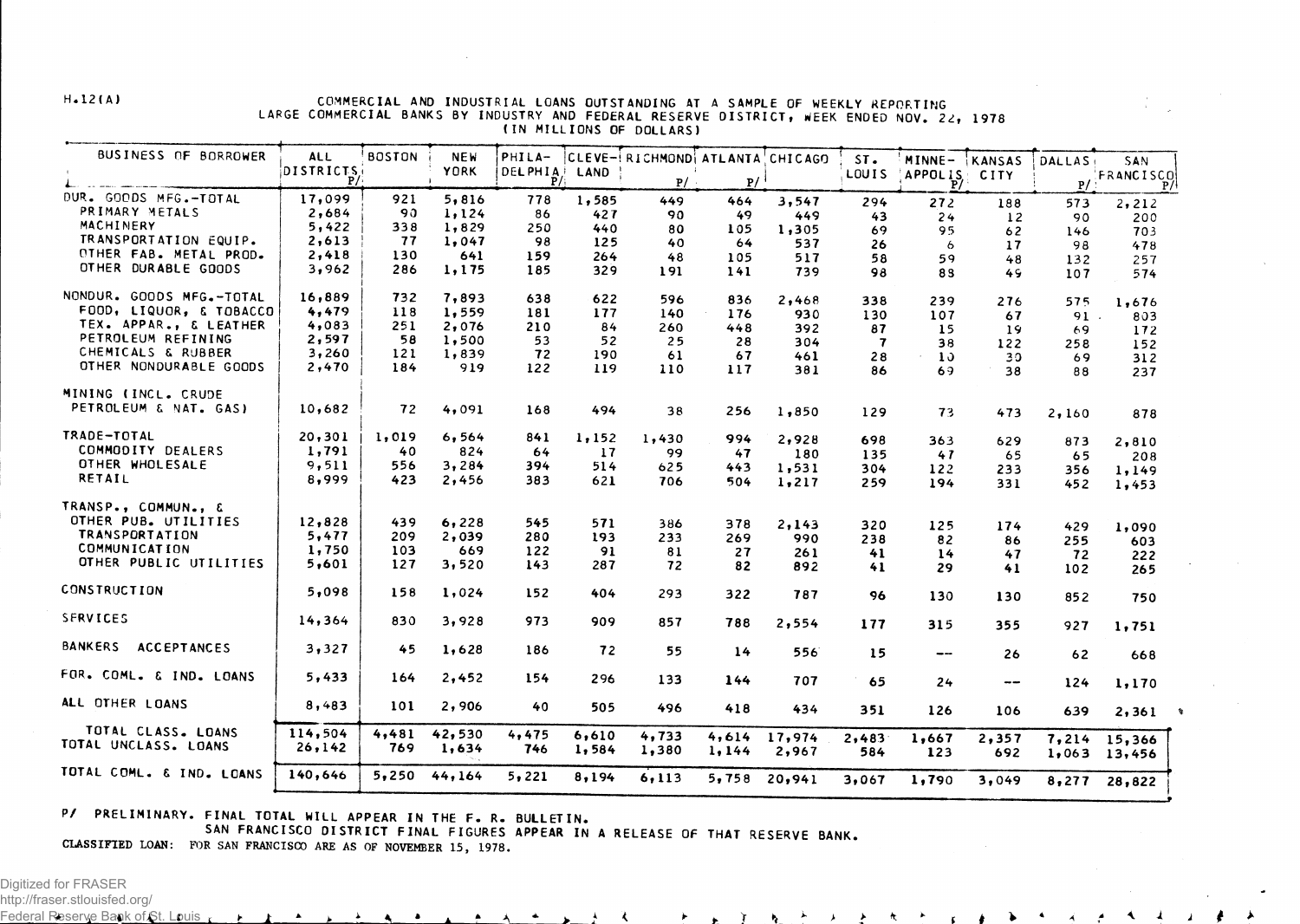H.12(A)

COMMERCIAL AND INDUSTRIAL LOANS OUTSTANDING AT A SAMPLE OF WEEKLY REPORTING LARGE COMMERCIAL BANKS BY INDUSTRY AND FEDERAL RESERVE DISTRICT, WEEK ENDED NOV. 22, 1978
(IN MILLIONS OF DOLLARS)

| BUSINESS OF BORROWER | ALL DISTRICTS P/ | BOSTON | NEW YORK | PHILA-DELPHIA P/ | CLEVE-LAND | RICHMOND P/ | ATLANTA P/ | CHICAGO | ST. LOUIS | MINNE-APPOLIS P/ | KANSAS CITY | DALLAS P/ | SAN FRANCISCO P/ |
|---|---|---|---|---|---|---|---|---|---|---|---|---|---|
| DUR. GOODS MFG.-TOTAL | 17,099 | 921 | 5,816 | 778 | 1,585 | 449 | 464 | 3,547 | 294 | 272 | 188 | 573 | 2,212 |
| PRIMARY METALS | 2,684 | 90 | 1,124 | 86 | 427 | 90 | 49 | 449 | 43 | 24 | 12 | 90 | 200 |
| MACHINERY | 5,422 | 338 | 1,829 | 250 | 440 | 80 | 105 | 1,305 | 69 | 95 | 62 | 146 | 703 |
| TRANSPORTATION EQUIP. | 2,613 | 77 | 1,047 | 98 | 125 | 40 | 64 | 537 | 26 | 6 | 17 | 98 | 478 |
| OTHER FAB. METAL PROD. | 2,418 | 130 | 641 | 159 | 264 | 48 | 105 | 517 | 58 | 59 | 48 | 132 | 257 |
| OTHER DURABLE GOODS | 3,962 | 286 | 1,175 | 185 | 329 | 191 | 141 | 739 | 98 | 88 | 49 | 107 | 574 |
| NONDUR. GOODS MFG.-TOTAL | 16,889 | 732 | 7,893 | 638 | 622 | 596 | 836 | 2,468 | 338 | 239 | 276 | 575 | 1,676 |
| FOOD, LIQUOR, & TOBACCO | 4,479 | 118 | 1,559 | 181 | 177 | 140 | 176 | 930 | 130 | 107 | 67 | 91 | 803 |
| TEX. APPAR., & LEATHER | 4,083 | 251 | 2,076 | 210 | 84 | 260 | 448 | 392 | 87 | 15 | 19 | 69 | 172 |
| PETROLEUM REFINING | 2,597 | 58 | 1,500 | 53 | 52 | 25 | 28 | 304 | 7 | 38 | 122 | 258 | 152 |
| CHEMICALS & RUBBER | 3,260 | 121 | 1,839 | 72 | 190 | 61 | 67 | 461 | 28 | 10 | 30 | 69 | 312 |
| OTHER NONDURABLE GOODS | 2,470 | 184 | 919 | 122 | 119 | 110 | 117 | 381 | 86 | 69 | 38 | 88 | 237 |
| MINING (INCL. CRUDE PETROLEUM & NAT. GAS) | 10,682 | 72 | 4,091 | 168 | 494 | 38 | 256 | 1,850 | 129 | 73 | 473 | 2,160 | 878 |
| TRADE-TOTAL | 20,301 | 1,019 | 6,564 | 841 | 1,152 | 1,430 | 994 | 2,928 | 698 | 363 | 629 | 873 | 2,810 |
| COMMODITY DEALERS | 1,791 | 40 | 824 | 64 | 17 | 99 | 47 | 180 | 135 | 47 | 65 | 65 | 208 |
| OTHER WHOLESALE | 9,511 | 556 | 3,284 | 394 | 514 | 625 | 443 | 1,531 | 304 | 122 | 233 | 356 | 1,149 |
| RETAIL | 8,999 | 423 | 2,456 | 383 | 621 | 706 | 504 | 1,217 | 259 | 194 | 331 | 452 | 1,453 |
| TRANSP., COMMUN., & OTHER PUB. UTILITIES | 12,828 | 439 | 6,228 | 545 | 571 | 386 | 378 | 2,143 | 320 | 125 | 174 | 429 | 1,090 |
| TRANSPORTATION | 5,477 | 209 | 2,039 | 280 | 193 | 233 | 269 | 990 | 238 | 82 | 86 | 255 | 603 |
| COMMUNICATION | 1,750 | 103 | 669 | 122 | 91 | 81 | 27 | 261 | 41 | 14 | 47 | 72 | 222 |
| OTHER PUBLIC UTILITIES | 5,601 | 127 | 3,520 | 143 | 287 | 72 | 82 | 892 | 41 | 29 | 41 | 102 | 265 |
| CONSTRUCTION | 5,098 | 158 | 1,024 | 152 | 404 | 293 | 322 | 787 | 96 | 130 | 130 | 852 | 750 |
| SERVICES | 14,364 | 830 | 3,928 | 973 | 909 | 857 | 788 | 2,554 | 177 | 315 | 355 | 927 | 1,751 |
| BANKERS ACCEPTANCES | 3,327 | 45 | 1,628 | 186 | 72 | 55 | 14 | 556 | 15 | -- | 26 | 62 | 668 |
| FOR. COML. & IND. LOANS | 5,433 | 164 | 2,452 | 154 | 296 | 133 | 144 | 707 | 65 | 24 | -- | 124 | 1,170 |
| ALL OTHER LOANS | 8,483 | 101 | 2,906 | 40 | 505 | 496 | 418 | 434 | 351 | 126 | 106 | 639 | 2,361 |
| TOTAL CLASS. LOANS | 114,504 | 4,481 | 42,530 | 4,475 | 6,610 | 4,733 | 4,614 | 17,974 | 2,483 | 1,667 | 2,357 | 7,214 | 15,366 |
| TOTAL UNCLASS. LOANS | 26,142 | 769 | 1,634 | 746 | 1,584 | 1,380 | 1,144 | 2,967 | 584 | 123 | 692 | 1,063 | 13,456 |
| TOTAL COML. & IND. LOANS | 140,646 | 5,250 | 44,164 | 5,221 | 8,194 | 6,113 | 5,758 | 20,941 | 3,067 | 1,790 | 3,049 | 8,277 | 28,822 |

P/ PRELIMINARY. FINAL TOTAL WILL APPEAR IN THE F. R. BULLETIN.
SAN FRANCISCO DISTRICT FINAL FIGURES APPEAR IN A RELEASE OF THAT RESERVE BANK.

CLASSIFIED LOAN: FOR SAN FRANCISCO ARE AS OF NOVEMBER 15, 1978.